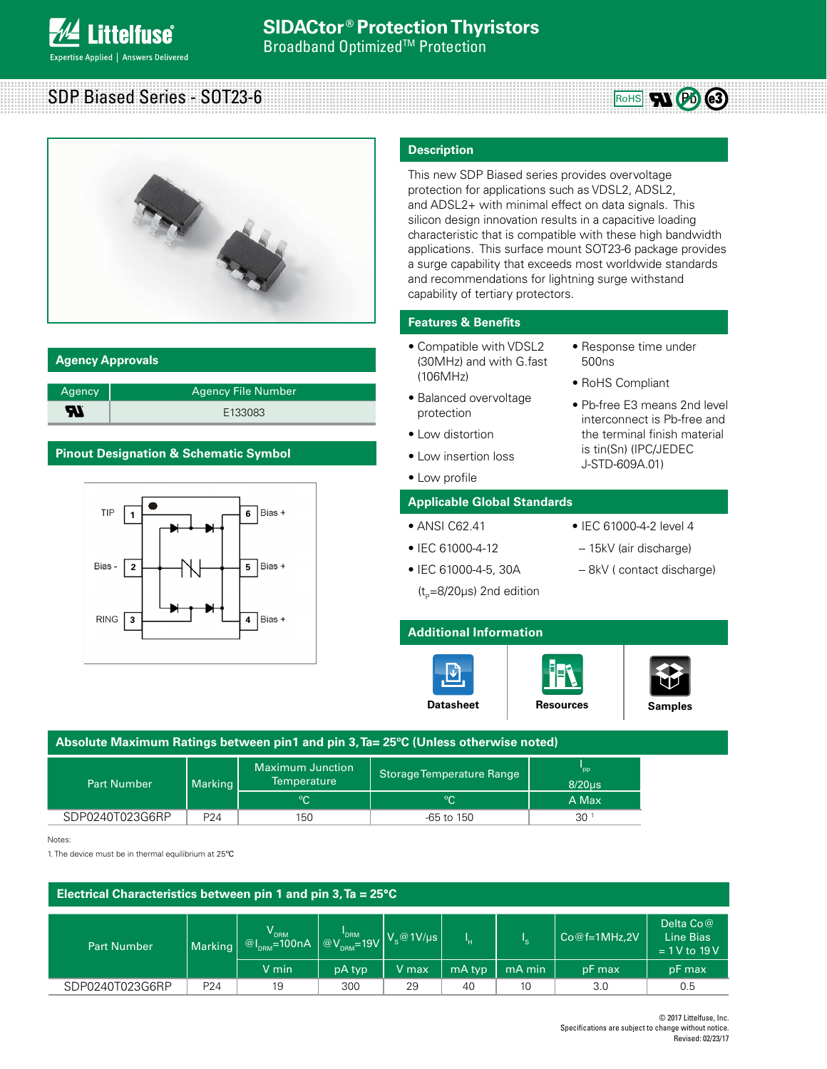# SIDACtor® Protection Thyristors

Broadband Optimized™ Protection

## SDP Biased Series - SOT23-6

## Description

This new SDP Biased series provides overvoltage protection for applications such as VDSL2, ADSL2, and ADSL2+ with minimal effect on data signals. This silicon design innovation results in a capacitive loading characteristic that is compatible with these high bandwidth applications. This surface mount SOT23-6 package provides a surge capability that exceeds most worldwide standards and recommendations for lightning surge withstand capability of tertiary protectors.

## Features & Benefits

- Compatible with VDSL2 (30MHz) and with G.fast (106MHz)
- Balanced overvoltage protection
- Low distortion
- Low insertion loss
- Low profile
- Response time under 500ns
- RoHS Compliant
- Pb-free E3 means 2nd level interconnect is Pb-free and the terminal finish material is tin(Sn) (IPC/JEDEC J-STD-609A.01)

## Agency Approvals

| Agency | Agency File Number |
|---|---|
| UL | E133083 |

## Pinout Designation & Schematic Symbol

TIP 1 — 6 Bias +
Bias - 2 — 5 Bias +
RING 3 — 4 Bias +

## Applicable Global Standards

- ANSI C62.41
- IEC 61000-4-12
- IEC 61000-4-5, 30A ($t_p$=8/20μs) 2nd edition
- IEC 61000-4-2 level 4
  - 15kV (air discharge)
  - 8kV ( contact discharge)

## Additional Information

Datasheet | Resources | Samples

## Absolute Maximum Ratings between pin1 and pin 3, Ta= 25°C (Unless otherwise noted)

| Part Number | Marking | Maximum Junction Temperature | Storage Temperature Range | $I_{pp}$ 8/20μs |
|---|---|---|---|---|
| | | °C | °C | A Max |
| SDP0240T023G6RP | P24 | 150 | -65 to 150 | 30 [1] |

Notes:

1. The device must be in thermal equilibrium at 25°C

## Electrical Characteristics between pin 1 and pin 3, Ta = 25°C

| Part Number | Marking | $V_{DRM}$ @$I_{DRM}$=100nA | $I_{DRM}$ @$V_{DRM}$=19V | $V_S$@1V/μs | $I_H$ | $I_S$ | Co@f=1MHz,2V | Delta Co@ Line Bias = 1V to 19V |
|---|---|---|---|---|---|---|---|---|
| | | V min | pA typ | V max | mA typ | mA min | pF max | pF max |
| SDP0240T023G6RP | P24 | 19 | 300 | 29 | 40 | 10 | 3.0 | 0.5 |

© 2017 Littelfuse, Inc.
Specifications are subject to change without notice.
Revised: 02/23/17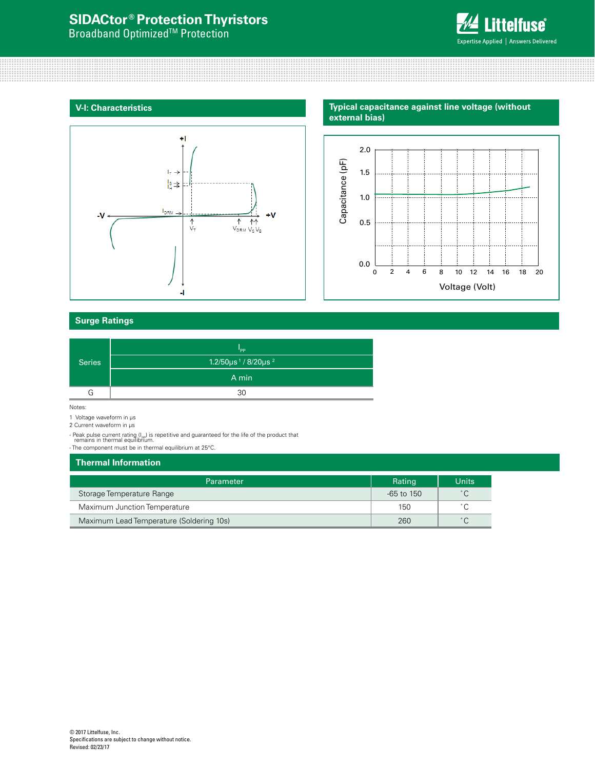## V-I: Characteristics

## Typical capacitance against line voltage (without external bias)

## Surge Ratings

| Series | $I_{PP}$ |
|---|---|
| | 1.2/50μs [1] / 8/20μs [2] |
| | A min |
| G | 30 |

Notes:

1 Voltage waveform in μs
2 Current waveform in μs

- Peak pulse current rating ($I_{PP}$) is repetitive and guaranteed for the life of the product that remains in thermal equilibrium.
- The component must be in thermal equilibrium at 25°C.

## Thermal Information

| Parameter | Rating | Units |
|---|---|---|
| Storage Temperature Range | -65 to 150 | °C |
| Maximum Junction Temperature | 150 | °C |
| Maximum Lead Temperature (Soldering 10s) | 260 | °C |

© 2017 Littelfuse, Inc.
Specifications are subject to change without notice.
Revised: 02/23/17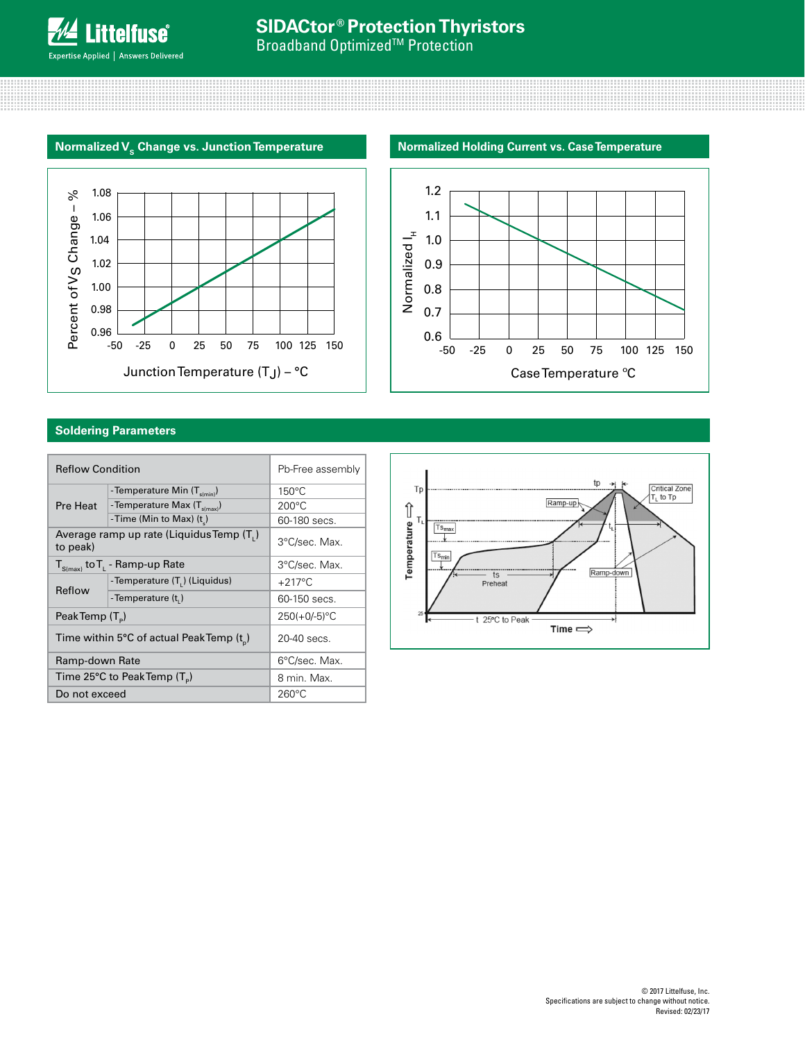## Normalized $V_S$ Change vs. Junction Temperature

## Normalized Holding Current vs. Case Temperature

## Soldering Parameters

| Reflow Condition | | Pb-Free assembly |
|---|---|---|
| Pre Heat | -Temperature Min ($T_{s(min)}$) | 150°C |
| | -Temperature Max ($T_{s(max)}$) | 200°C |
| | -Time (Min to Max) ($t_s$) | 60-180 secs. |
| Average ramp up rate (Liquidus Temp ($T_L$) to peak) | | 3°C/sec. Max. |
| $T_{S(max)}$ to $T_L$ - Ramp-up Rate | | 3°C/sec. Max. |
| Reflow | -Temperature ($T_L$) (Liquidus) | +217°C |
| | -Temperature ($t_L$) | 60-150 secs. |
| Peak Temp ($T_P$) | | 250(+0/-5)°C |
| Time within 5°C of actual Peak Temp ($t_p$) | | 20-40 secs. |
| Ramp-down Rate | | 6°C/sec. Max. |
| Time 25°C to Peak Temp ($T_P$) | | 8 min. Max. |
| Do not exceed | | 260°C |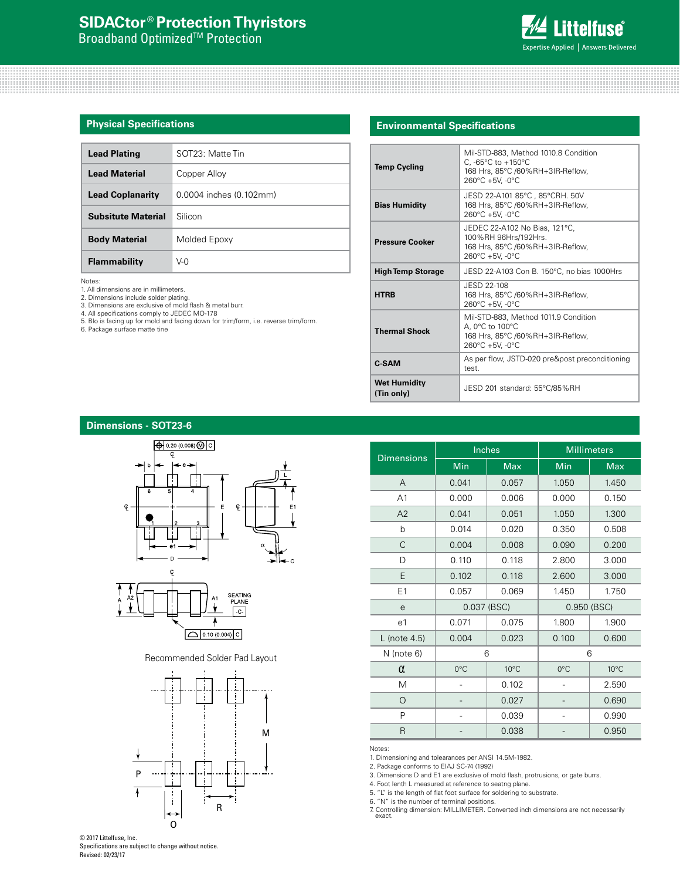# SIDACtor® Protection Thyristors

Broadband Optimized™ Protection

## Physical Specifications

| | |
|---|---|
| **Lead Plating** | SOT23: Matte Tin |
| **Lead Material** | Copper Alloy |
| **Lead Coplanarity** | 0.0004 inches (0.102mm) |
| **Subsitute Material** | Silicon |
| **Body Material** | Molded Epoxy |
| **Flammability** | V-0 |

Notes:
1. All dimensions are in millimeters.
2. Dimensions include solder plating.
3. Dimensions are exclusive of mold flash & metal burr.
4. All specifications comply to JEDEC MO-178
5. Blo is facing up for mold and facing down for trim/form, i.e. reverse trim/form.
6. Package surface matte tine

## Environmental Specifications

| | |
|---|---|
| **Temp Cycling** | Mil-STD-883, Method 1010.8 Condition C, -65°C to +150°C<br>168 Hrs, 85°C /60%RH+3IR-Reflow, 260°C +5V, -0°C |
| **Bias Humidity** | JESD 22-A101 85°C , 85°CRH. 50V<br>168 Hrs, 85°C /60%RH+3IR-Reflow, 260°C +5V, -0°C |
| **Pressure Cooker** | JEDEC 22-A102 No Bias, 121°C, 100%RH 96Hrs/192Hrs.<br>168 Hrs, 85°C /60%RH+3IR-Reflow, 260°C +5V, -0°C |
| **High Temp Storage** | JESD 22-A103 Con B. 150°C, no bias 1000Hrs |
| **HTRB** | JESD 22-108<br>168 Hrs, 85°C /60%RH+3IR-Reflow, 260°C +5V, -0°C |
| **Thermal Shock** | Mil-STD-883, Method 1011.9 Condition A, 0°C to 100°C<br>168 Hrs, 85°C /60%RH+3IR-Reflow, 260°C +5V, -0°C |
| **C-SAM** | As per flow, JSTD-020 pre&post preconditioning test. |
| **Wet Humidity (Tin only)** | JESD 201 standard: 55°C/85%RH |

## Dimensions - SOT23-6

Recommended Solder Pad Layout

| Dimensions | Inches | | Millimeters | |
|---|---|---|---|---|
| | Min | Max | Min | Max |
| A | 0.041 | 0.057 | 1.050 | 1.450 |
| A1 | 0.000 | 0.006 | 0.000 | 0.150 |
| A2 | 0.041 | 0.051 | 1.050 | 1.300 |
| b | 0.014 | 0.020 | 0.350 | 0.508 |
| C | 0.004 | 0.008 | 0.090 | 0.200 |
| D | 0.110 | 0.118 | 2.800 | 3.000 |
| E | 0.102 | 0.118 | 2.600 | 3.000 |
| E1 | 0.057 | 0.069 | 1.450 | 1.750 |
| e | 0.037 (BSC) | | 0.950 (BSC) | |
| e1 | 0.071 | 0.075 | 1.800 | 1.900 |
| L (note 4.5) | 0.004 | 0.023 | 0.100 | 0.600 |
| N (note 6) | 6 | | 6 | |
| α | 0°C | 10°C | 0°C | 10°C |
| M | - | 0.102 | - | 2.590 |
| O | - | 0.027 | - | 0.690 |
| P | - | 0.039 | - | 0.990 |
| R | - | 0.038 | - | 0.950 |

Notes:
1. Dimensioning and tolearances per ANSI 14.5M-1982.
2. Package conforms to EIAJ SC-74 (1992)
3. Dimensions D and E1 are exclusive of mold flash, protrusions, or gate burrs.
4. Foot lenth L measured at reference to seatng plane.
5. "L" is the length of flat foot surface for soldering to substrate.
6. "N" is the number of terminal positions.
7. Controlling dimension: MILLIMETER. Converted inch dimensions are not necessarily exact.

© 2017 Littelfuse, Inc.
Specifications are subject to change without notice.
Revised: 02/23/17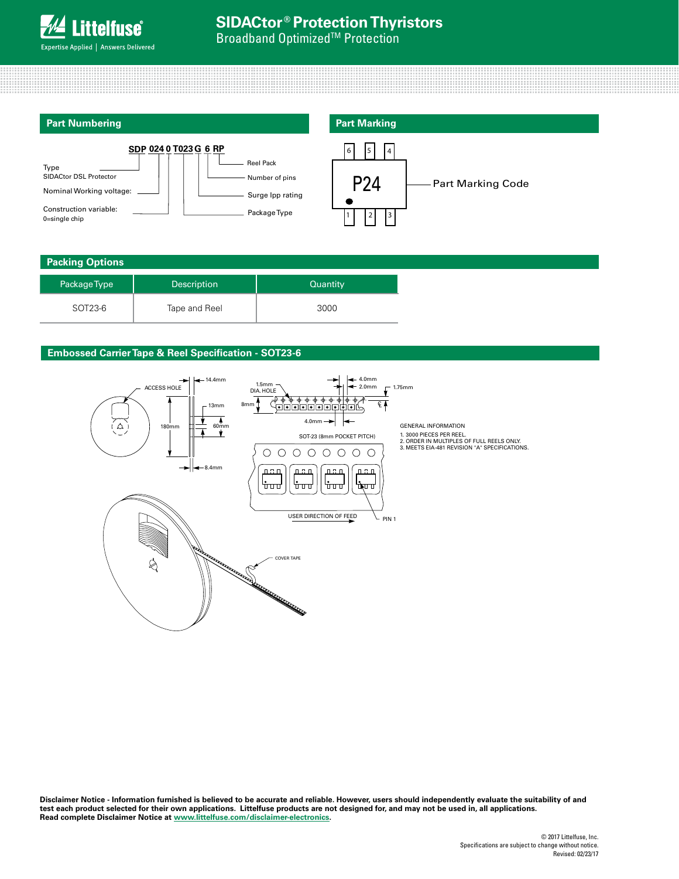## Part Numbering

SDP 024 0 T023 G 6 RP

Type
SIDACtor DSL Protector

Nominal Working voltage:

Construction variable:
0=single chip

Reel Pack

Number of pins

Surge Ipp rating

Package Type

## Part Marking

6 5 4

P24

1 2 3

Part Marking Code

## Packing Options

| Package Type | Description | Quantity |
|---|---|---|
| SOT23-6 | Tape and Reel | 3000 |

## Embossed Carrier Tape & Reel Specification - SOT23-6

ACCESS HOLE

14.4mm

13mm

180mm

60mm

8.4mm

1.5mm DIA. HOLE

4.0mm

2.0mm

1.75mm

8mm

4.0mm

SOT-23 (8mm POCKET PITCH)

USER DIRECTION OF FEED

PIN 1

COVER TAPE

GENERAL INFORMATION

1. 3000 PIECES PER REEL.
2. ORDER IN MULTIPLES OF FULL REELS ONLY.
3. MEETS EIA-481 REVISION "A" SPECIFICATIONS.

**Disclaimer Notice - Information furnished is believed to be accurate and reliable. However, users should independently evaluate the suitability of and test each product selected for their own applications. Littelfuse products are not designed for, and may not be used in, all applications. Read complete Disclaimer Notice at www.littelfuse.com/disclaimer-electronics.**

© 2017 Littelfuse, Inc.
Specifications are subject to change without notice.
Revised: 02/23/17